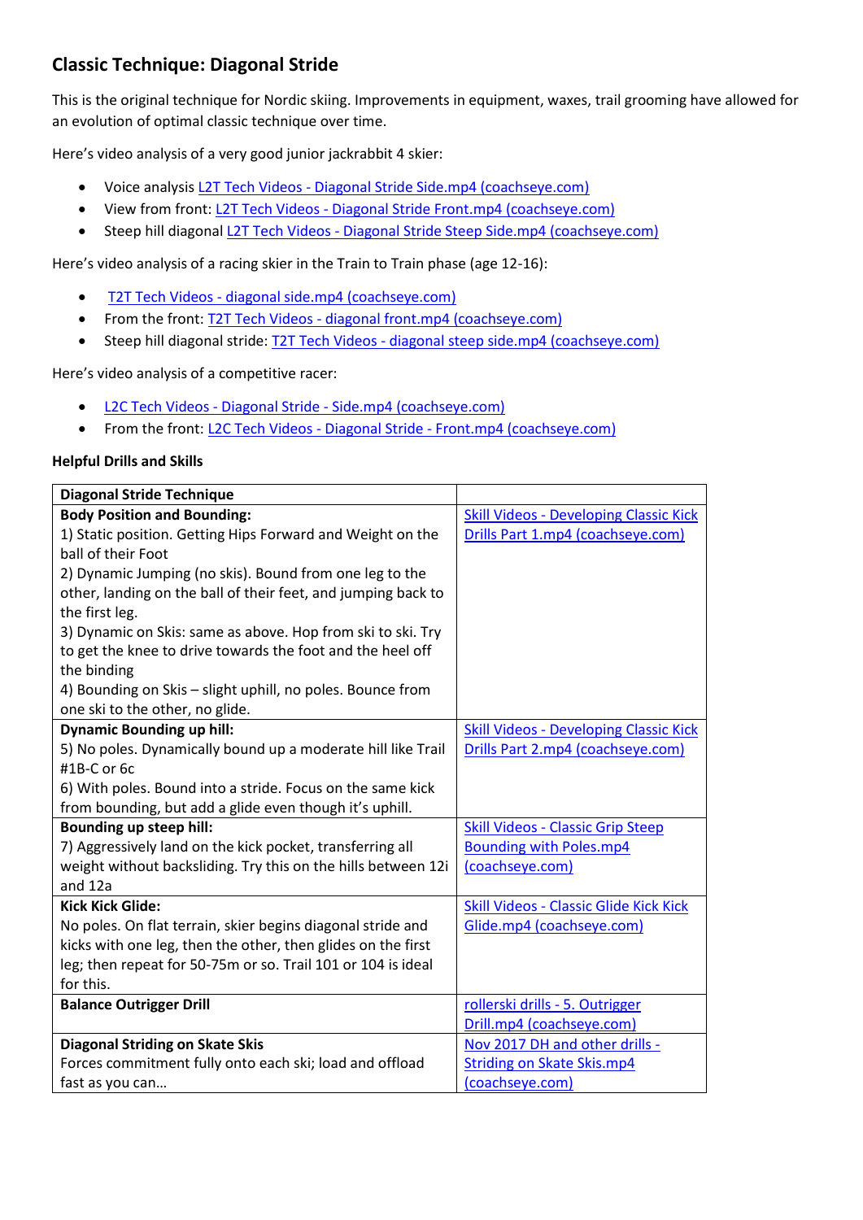## Classic Technique: Diagonal Stride

This is the original technique for Nordic skiing. Improvements in equipment, waxes, trail grooming have allowed for an evolution of optimal classic technique over time.

Here's video analysis of a very good junior jackrabbit 4 skier:

- Voice analysis L2T Tech Videos - Diagonal Stride Side.mp4 (coachseye.com)
- View from front: L2T Tech Videos - Diagonal Stride Front.mp4 (coachseye.com)
- Steep hill diagonal L2T Tech Videos - Diagonal Stride Steep Side.mp4 (coachseye.com)

Here's video analysis of a racing skier in the Train to Train phase (age 12-16):

- T2T Tech Videos - diagonal side.mp4 (coachseye.com)
- From the front: T2T Tech Videos - diagonal front.mp4 (coachseye.com)
- Steep hill diagonal stride: T2T Tech Videos - diagonal steep side.mp4 (coachseye.com)

Here's video analysis of a competitive racer:

- L2C Tech Videos - Diagonal Stride - Side.mp4 (coachseye.com)
- From the front: L2C Tech Videos - Diagonal Stride - Front.mp4 (coachseye.com)

**Helpful Drills and Skills**

| **Diagonal Stride Technique** | |
|---|---|
| **Body Position and Bounding:**<br>1) Static position. Getting Hips Forward and Weight on the ball of their Foot<br>2) Dynamic Jumping (no skis). Bound from one leg to the other, landing on the ball of their feet, and jumping back to the first leg.<br>3) Dynamic on Skis: same as above. Hop from ski to ski. Try to get the knee to drive towards the foot and the heel off the binding<br>4) Bounding on Skis – slight uphill, no poles. Bounce from one ski to the other, no glide. | Skill Videos - Developing Classic Kick Drills Part 1.mp4 (coachseye.com) |
| **Dynamic Bounding up hill:**<br>5) No poles. Dynamically bound up a moderate hill like Trail #1B-C or 6c<br>6) With poles. Bound into a stride. Focus on the same kick from bounding, but add a glide even though it's uphill. | Skill Videos - Developing Classic Kick Drills Part 2.mp4 (coachseye.com) |
| **Bounding up steep hill:**<br>7) Aggressively land on the kick pocket, transferring all weight without backsliding. Try this on the hills between 12i and 12a | Skill Videos - Classic Grip Steep Bounding with Poles.mp4 (coachseye.com) |
| **Kick Kick Glide:**<br>No poles. On flat terrain, skier begins diagonal stride and kicks with one leg, then the other, then glides on the first leg; then repeat for 50-75m or so. Trail 101 or 104 is ideal for this. | Skill Videos - Classic Glide Kick Kick Glide.mp4 (coachseye.com) |
| **Balance Outrigger Drill** | rollerski drills - 5. Outrigger Drill.mp4 (coachseye.com) |
| **Diagonal Striding on Skate Skis**<br>Forces commitment fully onto each ski; load and offload fast as you can… | Nov 2017 DH and other drills - Striding on Skate Skis.mp4 (coachseye.com) |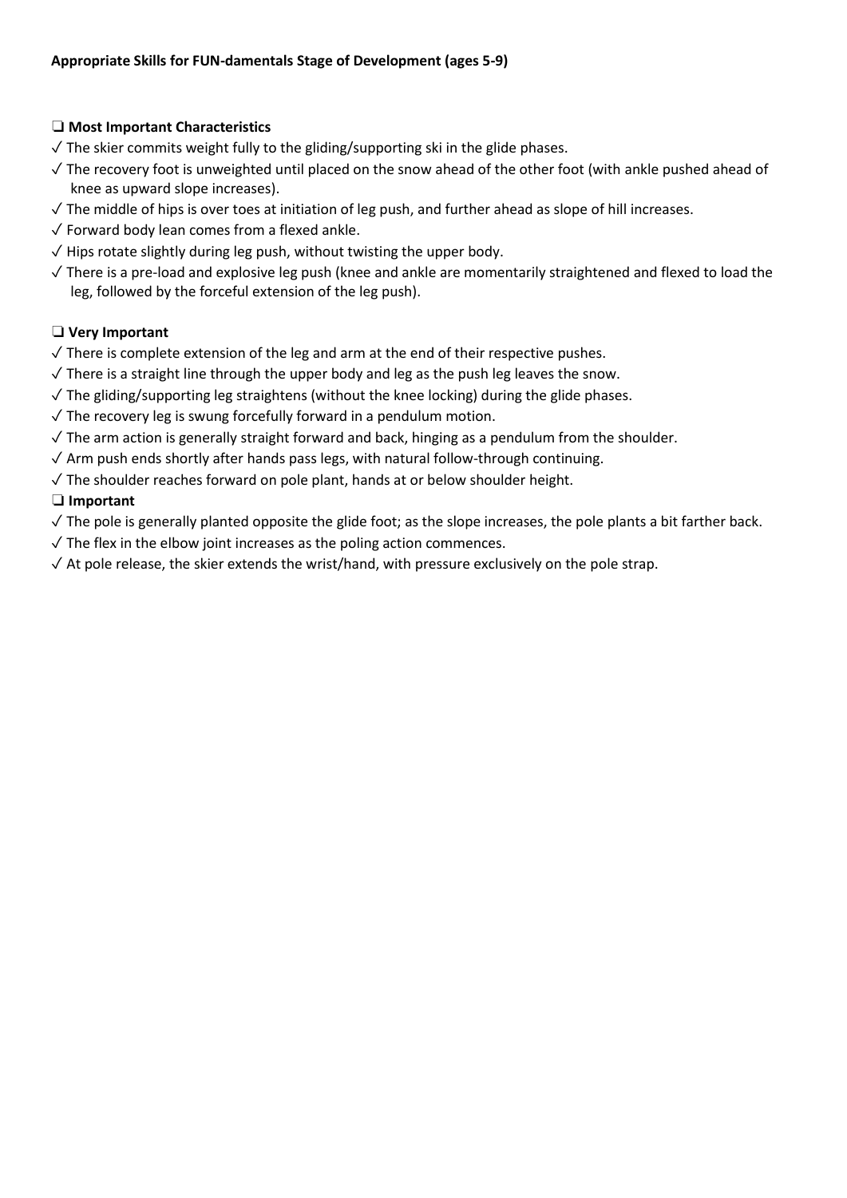**Appropriate Skills for FUN-damentals Stage of Development (ages 5-9)**

❑ **Most Important Characteristics**

✓ The skier commits weight fully to the gliding/supporting ski in the glide phases.
✓ The recovery foot is unweighted until placed on the snow ahead of the other foot (with ankle pushed ahead of knee as upward slope increases).
✓ The middle of hips is over toes at initiation of leg push, and further ahead as slope of hill increases.
✓ Forward body lean comes from a flexed ankle.
✓ Hips rotate slightly during leg push, without twisting the upper body.
✓ There is a pre-load and explosive leg push (knee and ankle are momentarily straightened and flexed to load the leg, followed by the forceful extension of the leg push).

❑ **Very Important**

✓ There is complete extension of the leg and arm at the end of their respective pushes.
✓ There is a straight line through the upper body and leg as the push leg leaves the snow.
✓ The gliding/supporting leg straightens (without the knee locking) during the glide phases.
✓ The recovery leg is swung forcefully forward in a pendulum motion.
✓ The arm action is generally straight forward and back, hinging as a pendulum from the shoulder.
✓ Arm push ends shortly after hands pass legs, with natural follow-through continuing.
✓ The shoulder reaches forward on pole plant, hands at or below shoulder height.

❑ **Important**

✓ The pole is generally planted opposite the glide foot; as the slope increases, the pole plants a bit farther back.
✓ The flex in the elbow joint increases as the poling action commences.
✓ At pole release, the skier extends the wrist/hand, with pressure exclusively on the pole strap.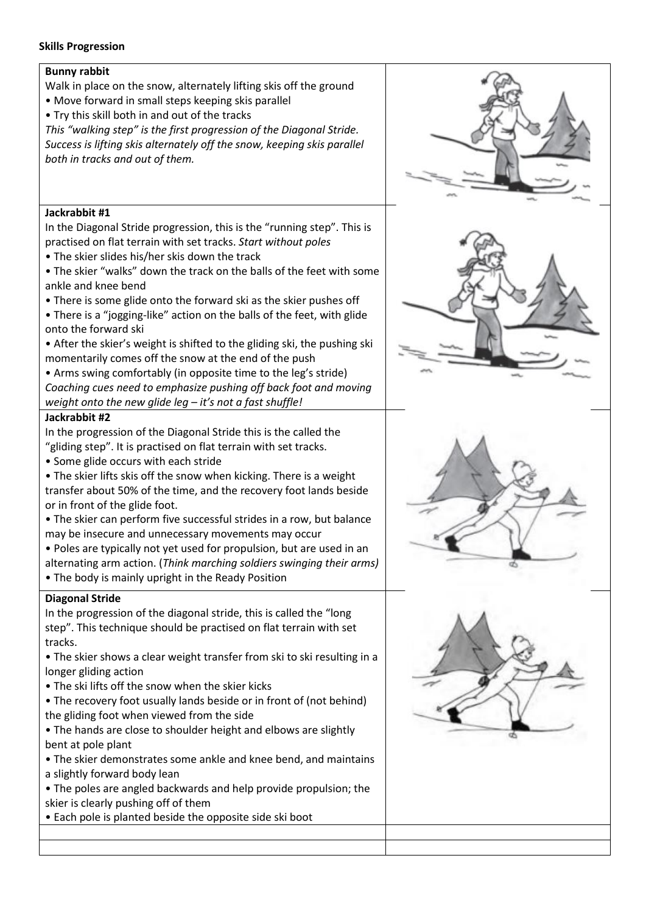**Skills Progression**

**Bunny rabbit**
Walk in place on the snow, alternately lifting skis off the ground
- Move forward in small steps keeping skis parallel
- Try this skill both in and out of the tracks

*This "walking step" is the first progression of the Diagonal Stride. Success is lifting skis alternately off the snow, keeping skis parallel both in tracks and out of them.*

**Jackrabbit #1**
In the Diagonal Stride progression, this is the "running step". This is practised on flat terrain with set tracks. *Start without poles*
- The skier slides his/her skis down the track
- The skier "walks" down the track on the balls of the feet with some ankle and knee bend
- There is some glide onto the forward ski as the skier pushes off
- There is a "jogging-like" action on the balls of the feet, with glide onto the forward ski
- After the skier's weight is shifted to the gliding ski, the pushing ski momentarily comes off the snow at the end of the push
- Arms swing comfortably (in opposite time to the leg's stride)

*Coaching cues need to emphasize pushing off back foot and moving weight onto the new glide leg – it's not a fast shuffle!*

**Jackrabbit #2**
In the progression of the Diagonal Stride this is the called the "gliding step". It is practised on flat terrain with set tracks.
- Some glide occurs with each stride
- The skier lifts skis off the snow when kicking. There is a weight transfer about 50% of the time, and the recovery foot lands beside or in front of the glide foot.
- The skier can perform five successful strides in a row, but balance may be insecure and unnecessary movements may occur
- Poles are typically not yet used for propulsion, but are used in an alternating arm action. (*Think marching soldiers swinging their arms)*
- The body is mainly upright in the Ready Position

**Diagonal Stride**
In the progression of the diagonal stride, this is called the "long step". This technique should be practised on flat terrain with set tracks.
- The skier shows a clear weight transfer from ski to ski resulting in a longer gliding action
- The ski lifts off the snow when the skier kicks
- The recovery foot usually lands beside or in front of (not behind) the gliding foot when viewed from the side
- The hands are close to shoulder height and elbows are slightly bent at pole plant
- The skier demonstrates some ankle and knee bend, and maintains a slightly forward body lean
- The poles are angled backwards and help provide propulsion; the skier is clearly pushing off of them
- Each pole is planted beside the opposite side ski boot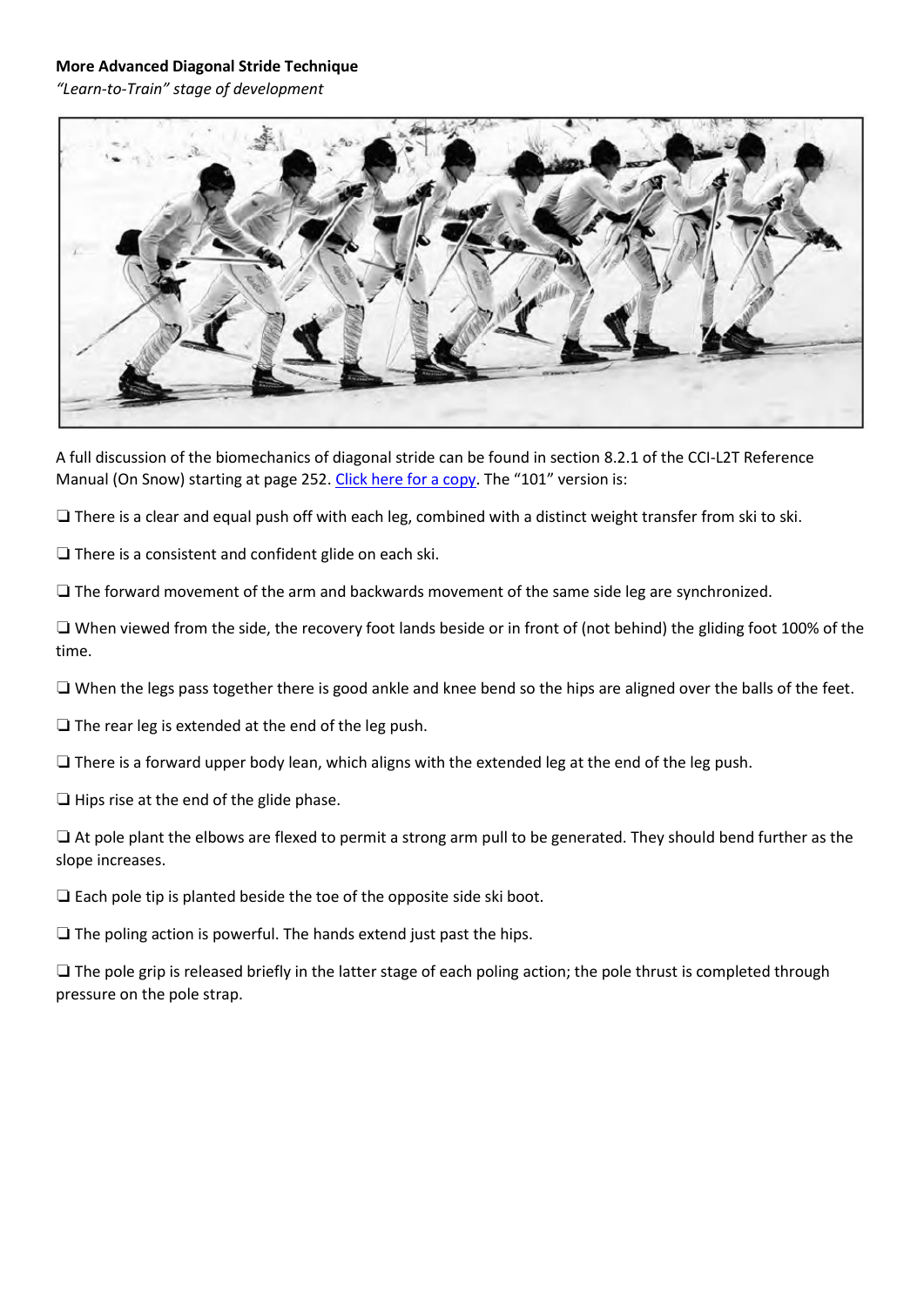**More Advanced Diagonal Stride Technique**

*"Learn-to-Train" stage of development*

A full discussion of the biomechanics of diagonal stride can be found in section 8.2.1 of the CCI-L2T Reference Manual (On Snow) starting at page 252. Click here for a copy. The "101" version is:

❑ There is a clear and equal push off with each leg, combined with a distinct weight transfer from ski to ski.

❑ There is a consistent and confident glide on each ski.

❑ The forward movement of the arm and backwards movement of the same side leg are synchronized.

❑ When viewed from the side, the recovery foot lands beside or in front of (not behind) the gliding foot 100% of the time.

❑ When the legs pass together there is good ankle and knee bend so the hips are aligned over the balls of the feet.

❑ The rear leg is extended at the end of the leg push.

❑ There is a forward upper body lean, which aligns with the extended leg at the end of the leg push.

❑ Hips rise at the end of the glide phase.

❑ At pole plant the elbows are flexed to permit a strong arm pull to be generated. They should bend further as the slope increases.

❑ Each pole tip is planted beside the toe of the opposite side ski boot.

❑ The poling action is powerful. The hands extend just past the hips.

❑ The pole grip is released briefly in the latter stage of each poling action; the pole thrust is completed through pressure on the pole strap.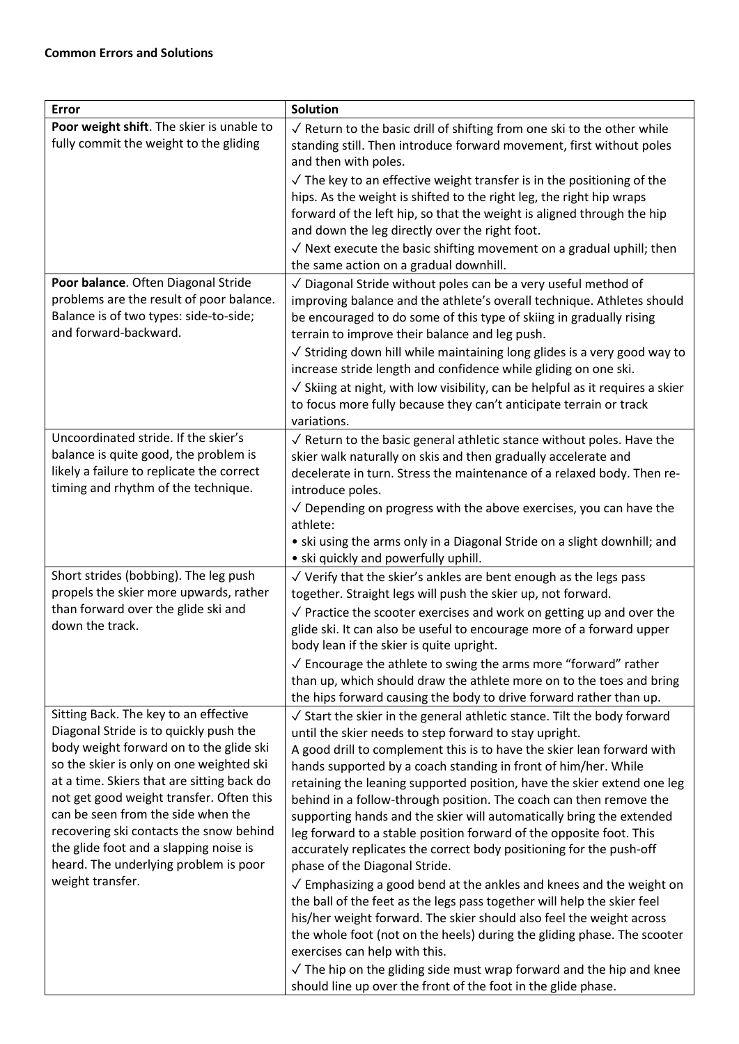**Common Errors and Solutions**

| Error | Solution |
|---|---|
| **Poor weight shift**. The skier is unable to fully commit the weight to the gliding | ✓ Return to the basic drill of shifting from one ski to the other while standing still. Then introduce forward movement, first without poles and then with poles.<br>✓ The key to an effective weight transfer is in the positioning of the hips. As the weight is shifted to the right leg, the right hip wraps forward of the left hip, so that the weight is aligned through the hip and down the leg directly over the right foot.<br>✓ Next execute the basic shifting movement on a gradual uphill; then the same action on a gradual downhill. |
| **Poor balance**. Often Diagonal Stride problems are the result of poor balance. Balance is of two types: side-to-side; and forward-backward. | ✓ Diagonal Stride without poles can be a very useful method of improving balance and the athlete's overall technique. Athletes should be encouraged to do some of this type of skiing in gradually rising terrain to improve their balance and leg push.<br>✓ Striding down hill while maintaining long glides is a very good way to increase stride length and confidence while gliding on one ski.<br>✓ Skiing at night, with low visibility, can be helpful as it requires a skier to focus more fully because they can't anticipate terrain or track variations. |
| Uncoordinated stride. If the skier's balance is quite good, the problem is likely a failure to replicate the correct timing and rhythm of the technique. | ✓ Return to the basic general athletic stance without poles. Have the skier walk naturally on skis and then gradually accelerate and decelerate in turn. Stress the maintenance of a relaxed body. Then re-introduce poles.<br>✓ Depending on progress with the above exercises, you can have the athlete:<br>• ski using the arms only in a Diagonal Stride on a slight downhill; and<br>• ski quickly and powerfully uphill. |
| Short strides (bobbing). The leg push propels the skier more upwards, rather than forward over the glide ski and down the track. | ✓ Verify that the skier's ankles are bent enough as the legs pass together. Straight legs will push the skier up, not forward.<br>✓ Practice the scooter exercises and work on getting up and over the glide ski. It can also be useful to encourage more of a forward upper body lean if the skier is quite upright.<br>✓ Encourage the athlete to swing the arms more "forward" rather than up, which should draw the athlete more on to the toes and bring the hips forward causing the body to drive forward rather than up. |
| Sitting Back. The key to an effective Diagonal Stride is to quickly push the body weight forward on to the glide ski so the skier is only on one weighted ski at a time. Skiers that are sitting back do not get good weight transfer. Often this can be seen from the side when the recovering ski contacts the snow behind the glide foot and a slapping noise is heard. The underlying problem is poor weight transfer. | ✓ Start the skier in the general athletic stance. Tilt the body forward until the skier needs to step forward to stay upright.<br>A good drill to complement this is to have the skier lean forward with hands supported by a coach standing in front of him/her. While retaining the leaning supported position, have the skier extend one leg behind in a follow-through position. The coach can then remove the supporting hands and the skier will automatically bring the extended leg forward to a stable position forward of the opposite foot. This accurately replicates the correct body positioning for the push-off phase of the Diagonal Stride.<br>✓ Emphasizing a good bend at the ankles and knees and the weight on the ball of the feet as the legs pass together will help the skier feel his/her weight forward. The skier should also feel the weight across the whole foot (not on the heels) during the gliding phase. The scooter exercises can help with this.<br>✓ The hip on the gliding side must wrap forward and the hip and knee should line up over the front of the foot in the glide phase. |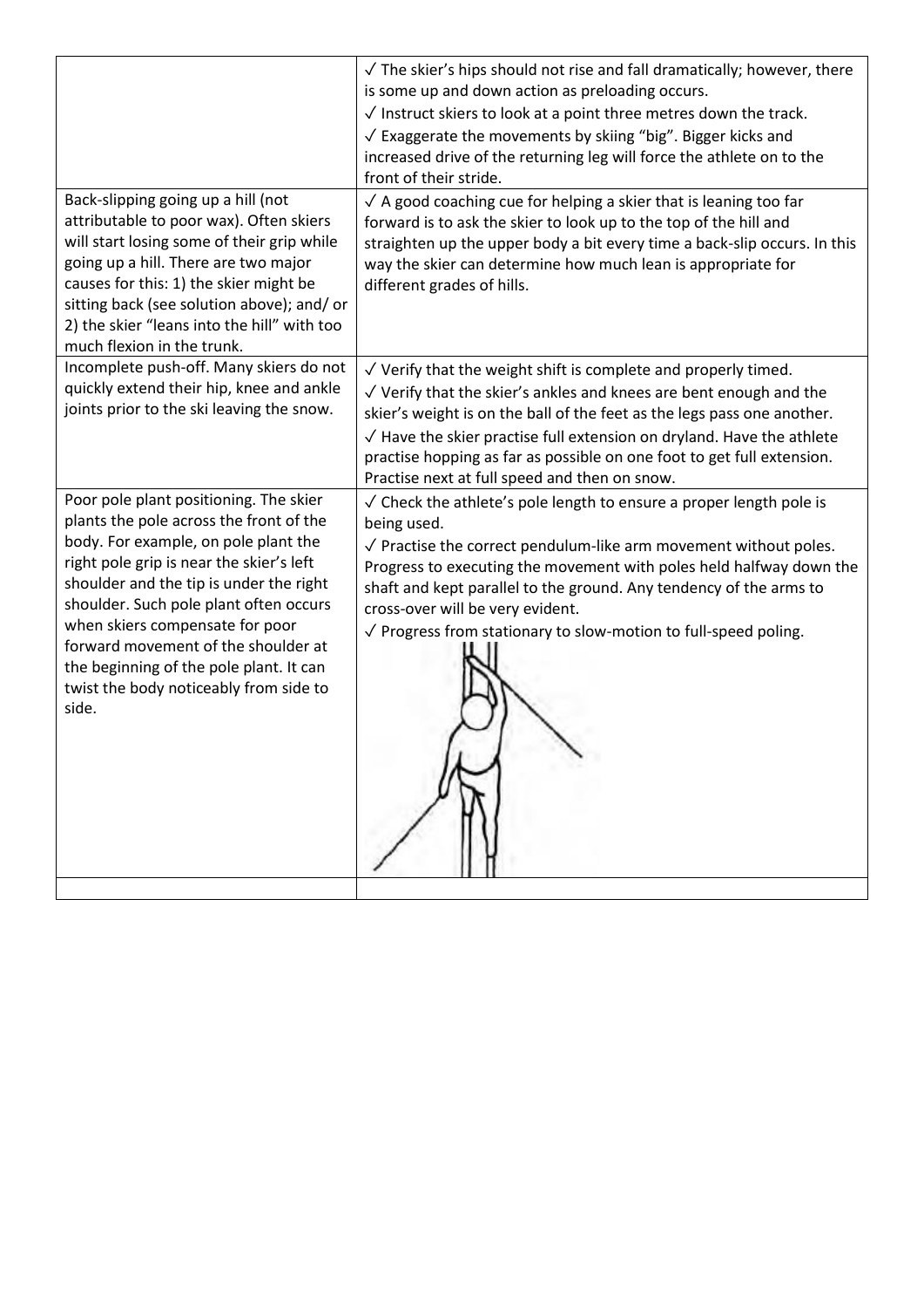| | |
|---|---|
| | ✓ The skier's hips should not rise and fall dramatically; however, there is some up and down action as preloading occurs.<br>✓ Instruct skiers to look at a point three metres down the track.<br>✓ Exaggerate the movements by skiing "big". Bigger kicks and increased drive of the returning leg will force the athlete on to the front of their stride. |
| Back-slipping going up a hill (not attributable to poor wax). Often skiers will start losing some of their grip while going up a hill. There are two major causes for this: 1) the skier might be sitting back (see solution above); and/ or 2) the skier "leans into the hill" with too much flexion in the trunk. | ✓ A good coaching cue for helping a skier that is leaning too far forward is to ask the skier to look up to the top of the hill and straighten up the upper body a bit every time a back-slip occurs. In this way the skier can determine how much lean is appropriate for different grades of hills. |
| Incomplete push-off. Many skiers do not quickly extend their hip, knee and ankle joints prior to the ski leaving the snow. | ✓ Verify that the weight shift is complete and properly timed.<br>✓ Verify that the skier's ankles and knees are bent enough and the skier's weight is on the ball of the feet as the legs pass one another.<br>✓ Have the skier practise full extension on dryland. Have the athlete practise hopping as far as possible on one foot to get full extension. Practise next at full speed and then on snow. |
| Poor pole plant positioning. The skier plants the pole across the front of the body. For example, on pole plant the right pole grip is near the skier's left shoulder and the tip is under the right shoulder. Such pole plant often occurs when skiers compensate for poor forward movement of the shoulder at the beginning of the pole plant. It can twist the body noticeably from side to side. | ✓ Check the athlete's pole length to ensure a proper length pole is being used.<br>✓ Practise the correct pendulum-like arm movement without poles. Progress to executing the movement with poles held halfway down the shaft and kept parallel to the ground. Any tendency of the arms to cross-over will be very evident.<br>✓ Progress from stationary to slow-motion to full-speed poling. |
| | |